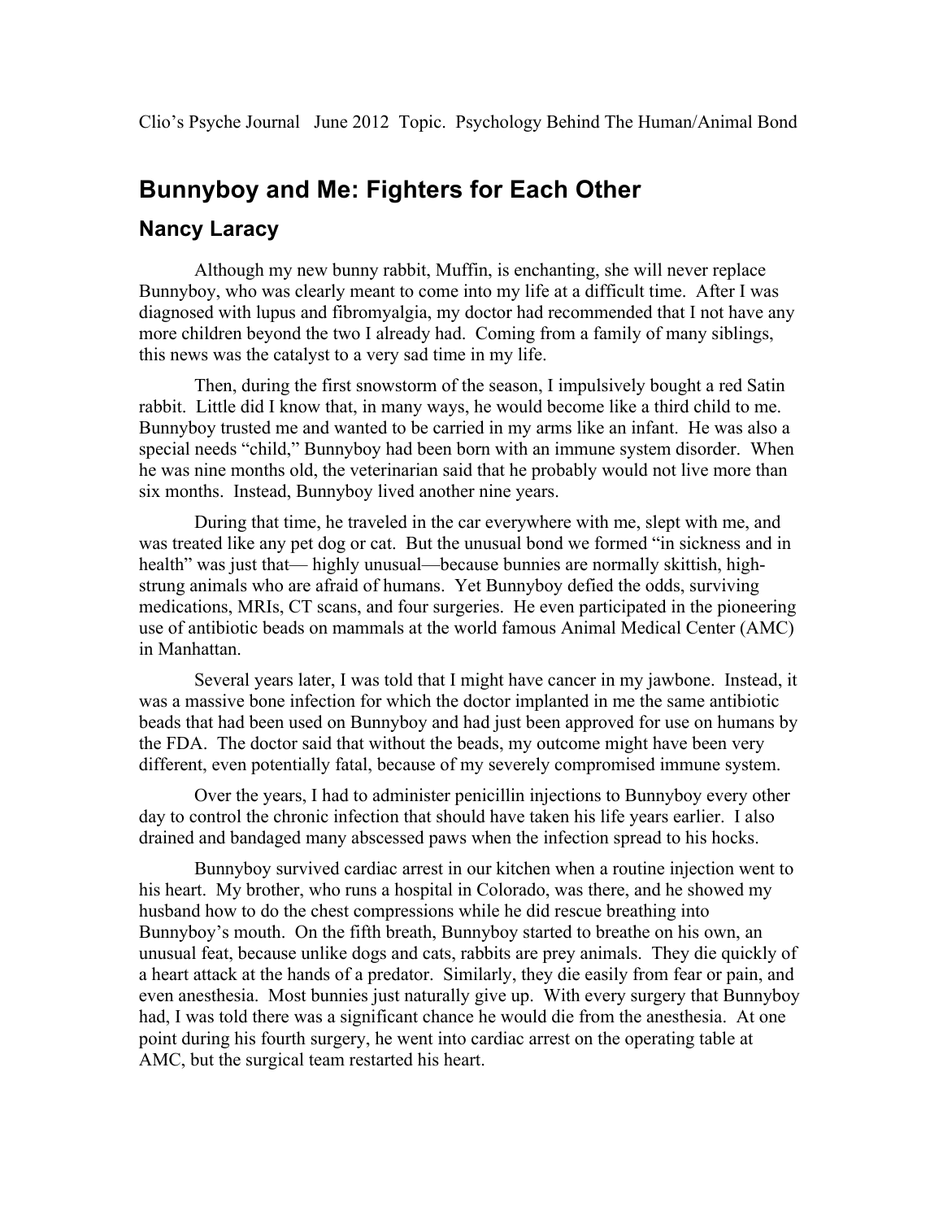Clio's Psyche Journal June 2012 Topic. Psychology Behind The Human/Animal Bond

# Bunnyboy and Me: Fighters for Each Other

## Nancy Laracy

Although my new bunny rabbit, Muffin, is enchanting, she will never replace Bunnyboy, who was clearly meant to come into my life at a difficult time. After I was diagnosed with lupus and fibromyalgia, my doctor had recommended that I not have any more children beyond the two I already had. Coming from a family of many siblings, this news was the catalyst to a very sad time in my life.

Then, during the first snowstorm of the season, I impulsively bought a red Satin rabbit. Little did I know that, in many ways, he would become like a third child to me. Bunnyboy trusted me and wanted to be carried in my arms like an infant. He was also a special needs "child," Bunnyboy had been born with an immune system disorder. When he was nine months old, the veterinarian said that he probably would not live more than six months. Instead, Bunnyboy lived another nine years.

During that time, he traveled in the car everywhere with me, slept with me, and was treated like any pet dog or cat. But the unusual bond we formed "in sickness and in health" was just that— highly unusual—because bunnies are normally skittish, high-strung animals who are afraid of humans. Yet Bunnyboy defied the odds, surviving medications, MRIs, CT scans, and four surgeries. He even participated in the pioneering use of antibiotic beads on mammals at the world famous Animal Medical Center (AMC) in Manhattan.

Several years later, I was told that I might have cancer in my jawbone. Instead, it was a massive bone infection for which the doctor implanted in me the same antibiotic beads that had been used on Bunnyboy and had just been approved for use on humans by the FDA. The doctor said that without the beads, my outcome might have been very different, even potentially fatal, because of my severely compromised immune system.

Over the years, I had to administer penicillin injections to Bunnyboy every other day to control the chronic infection that should have taken his life years earlier. I also drained and bandaged many abscessed paws when the infection spread to his hocks.

Bunnyboy survived cardiac arrest in our kitchen when a routine injection went to his heart. My brother, who runs a hospital in Colorado, was there, and he showed my husband how to do the chest compressions while he did rescue breathing into Bunnyboy's mouth. On the fifth breath, Bunnyboy started to breathe on his own, an unusual feat, because unlike dogs and cats, rabbits are prey animals. They die quickly of a heart attack at the hands of a predator. Similarly, they die easily from fear or pain, and even anesthesia. Most bunnies just naturally give up. With every surgery that Bunnyboy had, I was told there was a significant chance he would die from the anesthesia. At one point during his fourth surgery, he went into cardiac arrest on the operating table at AMC, but the surgical team restarted his heart.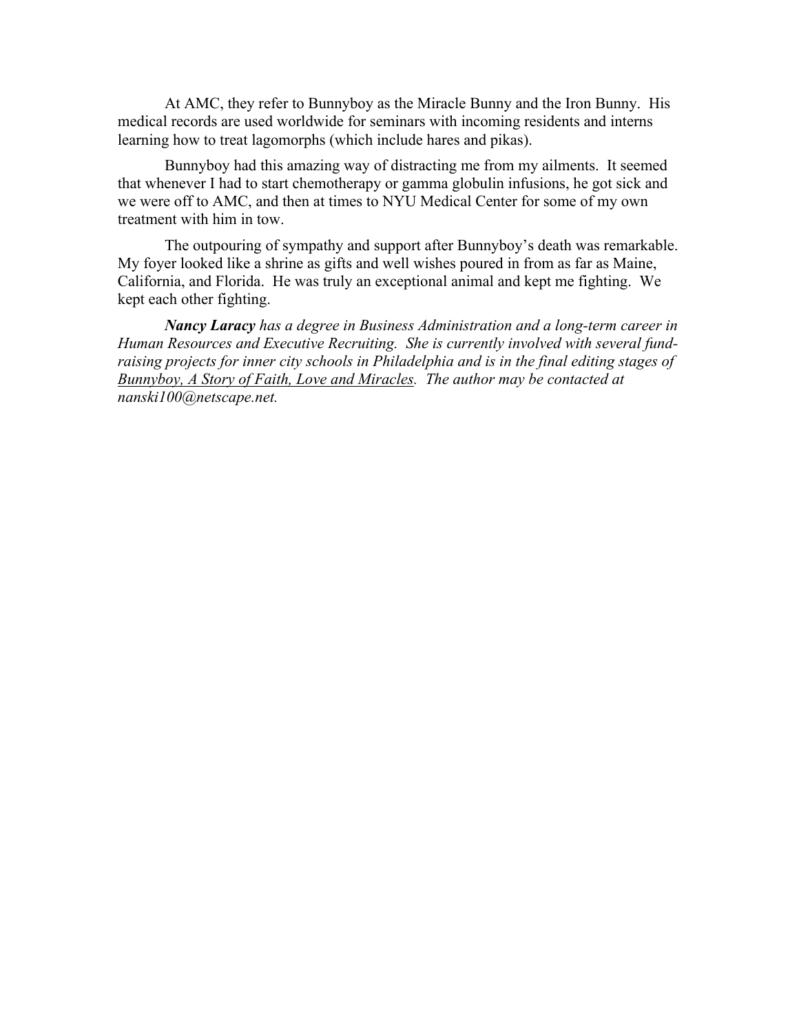At AMC, they refer to Bunnyboy as the Miracle Bunny and the Iron Bunny. His medical records are used worldwide for seminars with incoming residents and interns learning how to treat lagomorphs (which include hares and pikas).

Bunnyboy had this amazing way of distracting me from my ailments. It seemed that whenever I had to start chemotherapy or gamma globulin infusions, he got sick and we were off to AMC, and then at times to NYU Medical Center for some of my own treatment with him in tow.

The outpouring of sympathy and support after Bunnyboy's death was remarkable. My foyer looked like a shrine as gifts and well wishes poured in from as far as Maine, California, and Florida. He was truly an exceptional animal and kept me fighting. We kept each other fighting.

***Nancy Laracy*** *has a degree in Business Administration and a long-term career in Human Resources and Executive Recruiting. She is currently involved with several fund-raising projects for inner city schools in Philadelphia and is in the final editing stages of* <u>*Bunnyboy, A Story of Faith, Love and Miracles*</u>*. The author may be contacted at nanski100@netscape.net.*